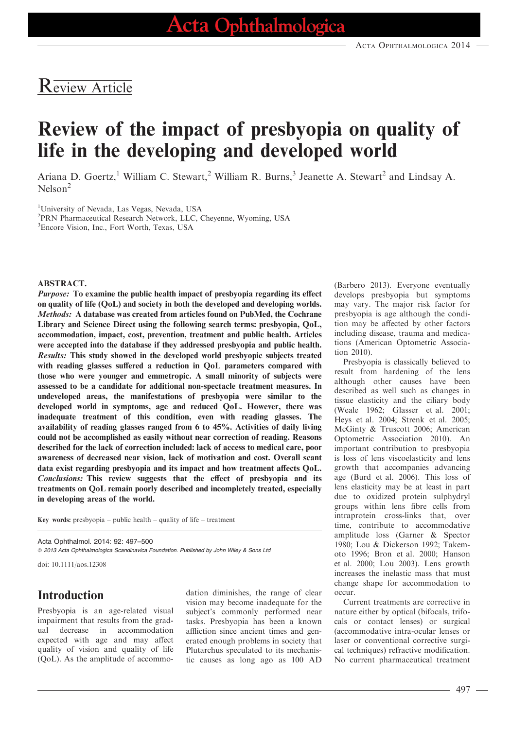## Review Article

# Review of the impact of presbyopia on quality of life in the developing and developed world

Ariana D. Goertz,[1] William C. Stewart,[2] William R. Burns,[3] Jeanette A. Stewart[2] and Lindsay A. Nelson[2]

[1]University of Nevada, Las Vegas, Nevada, USA
[2]PRN Pharmaceutical Research Network, LLC, Cheyenne, Wyoming, USA
[3]Encore Vision, Inc., Fort Worth, Texas, USA

### ABSTRACT.

***Purpose:*** **To examine the public health impact of presbyopia regarding its effect on quality of life (QoL) and society in both the developed and developing worlds.**
***Methods:*** **A database was created from articles found on PubMed, the Cochrane Library and Science Direct using the following search terms: presbyopia, QoL, accommodation, impact, cost, prevention, treatment and public health. Articles were accepted into the database if they addressed presbyopia and public health.**
***Results:*** **This study showed in the developed world presbyopic subjects treated with reading glasses suffered a reduction in QoL parameters compared with those who were younger and emmetropic. A small minority of subjects were assessed to be a candidate for additional non-spectacle treatment measures. In undeveloped areas, the manifestations of presbyopia were similar to the developed world in symptoms, age and reduced QoL. However, there was inadequate treatment of this condition, even with reading glasses. The availability of reading glasses ranged from 6 to 45%. Activities of daily living could not be accomplished as easily without near correction of reading. Reasons described for the lack of correction included: lack of access to medical care, poor awareness of decreased near vision, lack of motivation and cost. Overall scant data exist regarding presbyopia and its impact and how treatment affects QoL.**
***Conclusions:*** **This review suggests that the effect of presbyopia and its treatments on QoL remain poorly described and incompletely treated, especially in developing areas of the world.**

**Key words:** presbyopia – public health – quality of life – treatment

Acta Ophthalmol. 2014: 92: 497–500
© 2013 Acta Ophthalmologica Scandinavica Foundation. Published by John Wiley & Sons Ltd

doi: 10.1111/aos.12308

## Introduction

Presbyopia is an age-related visual impairment that results from the gradual decrease in accommodation expected with age and may affect quality of vision and quality of life (QoL). As the amplitude of accommodation diminishes, the range of clear vision may become inadequate for the subject's commonly performed near tasks. Presbyopia has been a known affliction since ancient times and generated enough problems in society that Plutarchus speculated to its mechanistic causes as long ago as 100 AD (Barbero 2013). Everyone eventually develops presbyopia but symptoms may vary. The major risk factor for presbyopia is age although the condition may be affected by other factors including disease, trauma and medications (American Optometric Association 2010).

Presbyopia is classically believed to result from hardening of the lens although other causes have been described as well such as changes in tissue elasticity and the ciliary body (Weale 1962; Glasser et al. 2001; Heys et al. 2004; Strenk et al. 2005; McGinty & Truscott 2006; American Optometric Association 2010). An important contribution to presbyopia is loss of lens viscoelasticity and lens growth that accompanies advancing age (Burd et al. 2006). This loss of lens elasticity may be at least in part due to oxidized protein sulphydryl groups within lens fibre cells from intraprotein cross-links that, over time, contribute to accommodative amplitude loss (Garner & Spector 1980; Lou & Dickerson 1992; Takemoto 1996; Bron et al. 2000; Hanson et al. 2000; Lou 2003). Lens growth increases the inelastic mass that must change shape for accommodation to occur.

Current treatments are corrective in nature either by optical (bifocals, trifocals or contact lenses) or surgical (accommodative intra-ocular lenses or laser or conventional corrective surgical techniques) refractive modification. No current pharmaceutical treatment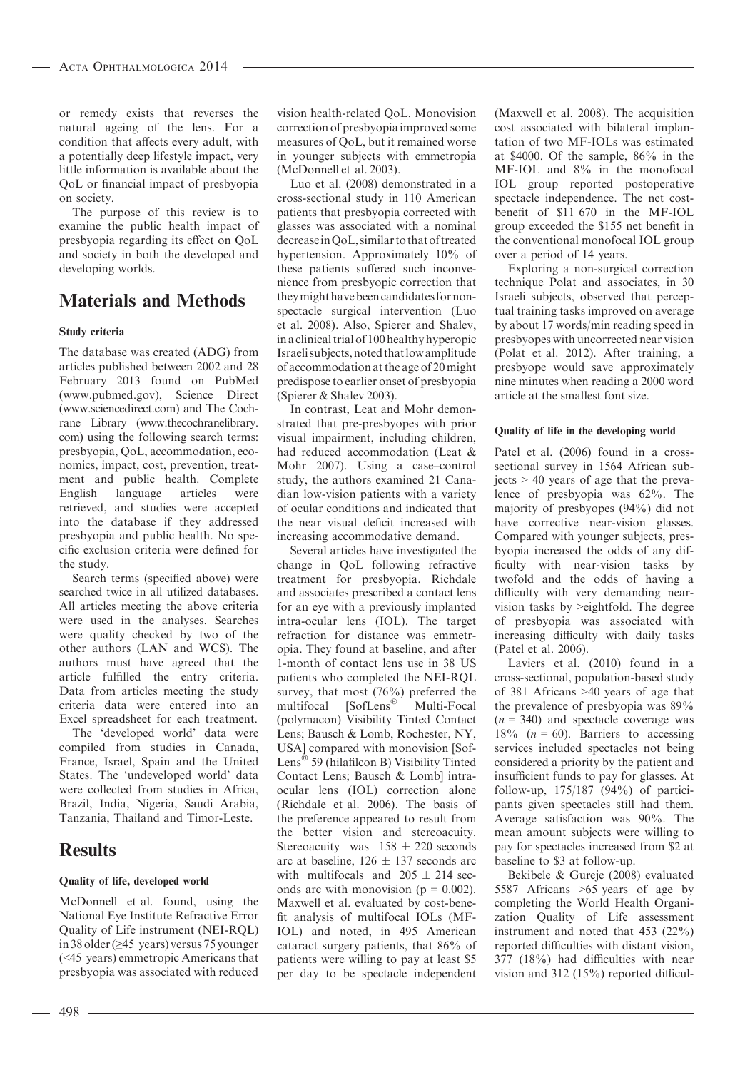or remedy exists that reverses the natural ageing of the lens. For a condition that affects every adult, with a potentially deep lifestyle impact, very little information is available about the QoL or financial impact of presbyopia on society.

The purpose of this review is to examine the public health impact of presbyopia regarding its effect on QoL and society in both the developed and developing worlds.

# Materials and Methods

### Study criteria

The database was created (ADG) from articles published between 2002 and 28 February 2013 found on PubMed (www.pubmed.gov), Science Direct (www.sciencedirect.com) and The Cochrane Library (www.thecochranelibrary.com) using the following search terms: presbyopia, QoL, accommodation, economics, impact, cost, prevention, treatment and public health. Complete English language articles were retrieved, and studies were accepted into the database if they addressed presbyopia and public health. No specific exclusion criteria were defined for the study.

Search terms (specified above) were searched twice in all utilized databases. All articles meeting the above criteria were used in the analyses. Searches were quality checked by two of the other authors (LAN and WCS). The authors must have agreed that the article fulfilled the entry criteria. Data from articles meeting the study criteria data were entered into an Excel spreadsheet for each treatment.

The 'developed world' data were compiled from studies in Canada, France, Israel, Spain and the United States. The 'undeveloped world' data were collected from studies in Africa, Brazil, India, Nigeria, Saudi Arabia, Tanzania, Thailand and Timor-Leste.

# Results

### Quality of life, developed world

McDonnell et al. found, using the National Eye Institute Refractive Error Quality of Life instrument (NEI-RQL) in 38 older (≥45 years) versus 75 younger (<45 years) emmetropic Americans that presbyopia was associated with reduced vision health-related QoL. Monovision correction of presbyopia improved some measures of QoL, but it remained worse in younger subjects with emmetropia (McDonnell et al. 2003).

Luo et al. (2008) demonstrated in a cross-sectional study in 110 American patients that presbyopia corrected with glasses was associated with a nominal decrease in QoL, similar to that of treated hypertension. Approximately 10% of these patients suffered such inconvenience from presbyopic correction that they might have been candidates for non-spectacle surgical intervention (Luo et al. 2008). Also, Spierer and Shalev, in a clinical trial of 100 healthy hyperopic Israeli subjects, noted that low amplitude of accommodation at the age of 20 might predispose to earlier onset of presbyopia (Spierer & Shalev 2003).

In contrast, Leat and Mohr demonstrated that pre-presbyopes with prior visual impairment, including children, had reduced accommodation (Leat & Mohr 2007). Using a case–control study, the authors examined 21 Canadian low-vision patients with a variety of ocular conditions and indicated that the near visual deficit increased with increasing accommodative demand.

Several articles have investigated the change in QoL following refractive treatment for presbyopia. Richdale and associates prescribed a contact lens for an eye with a previously implanted intra-ocular lens (IOL). The target refraction for distance was emmetropia. They found at baseline, and after 1-month of contact lens use in 38 US patients who completed the NEI-RQL survey, that most (76%) preferred the multifocal [SofLens® Multi-Focal (polymacon) Visibility Tinted Contact Lens; Bausch & Lomb, Rochester, NY, USA] compared with monovision [SofLens® 59 (hilafilcon B) Visibility Tinted Contact Lens; Bausch & Lomb] intra-ocular lens (IOL) correction alone (Richdale et al. 2006). The basis of the preference appeared to result from the better vision and stereoacuity. Stereoacuity was $158 \pm 220$ seconds arc at baseline, $126 \pm 137$ seconds arc with multifocals and $205 \pm 214$ seconds arc with monovision ($p = 0.002$). Maxwell et al. evaluated by cost-benefit analysis of multifocal IOLs (MF-IOL) and noted, in 495 American cataract surgery patients, that 86% of patients were willing to pay at least \$5 per day to be spectacle independent (Maxwell et al. 2008). The acquisition cost associated with bilateral implantation of two MF-IOLs was estimated at \$4000. Of the sample, 86% in the MF-IOL and 8% in the monofocal IOL group reported postoperative spectacle independence. The net cost-benefit of \$11 670 in the MF-IOL group exceeded the \$155 net benefit in the conventional monofocal IOL group over a period of 14 years.

Exploring a non-surgical correction technique Polat and associates, in 30 Israeli subjects, observed that perceptual training tasks improved on average by about 17 words/min reading speed in presbyopes with uncorrected near vision (Polat et al. 2012). After training, a presbyope would save approximately nine minutes when reading a 2000 word article at the smallest font size.

### Quality of life in the developing world

Patel et al. (2006) found in a cross-sectional survey in 1564 African subjects > 40 years of age that the prevalence of presbyopia was 62%. The majority of presbyopes (94%) did not have corrective near-vision glasses. Compared with younger subjects, presbyopia increased the odds of any difficulty with near-vision tasks by twofold and the odds of having a difficulty with very demanding near-vision tasks by >eightfold. The degree of presbyopia was associated with increasing difficulty with daily tasks (Patel et al. 2006).

Laviers et al. (2010) found in a cross-sectional, population-based study of 381 Africans >40 years of age that the prevalence of presbyopia was 89% ($n = 340$) and spectacle coverage was 18% ($n = 60$). Barriers to accessing services included spectacles not being considered a priority by the patient and insufficient funds to pay for glasses. At follow-up, 175/187 (94%) of participants given spectacles still had them. Average satisfaction was 90%. The mean amount subjects were willing to pay for spectacles increased from \$2 at baseline to \$3 at follow-up.

Bekibele & Gureje (2008) evaluated 5587 Africans >65 years of age by completing the World Health Organization Quality of Life assessment instrument and noted that 453 (22%) reported difficulties with distant vision, 377 (18%) had difficulties with near vision and 312 (15%) reported difficul-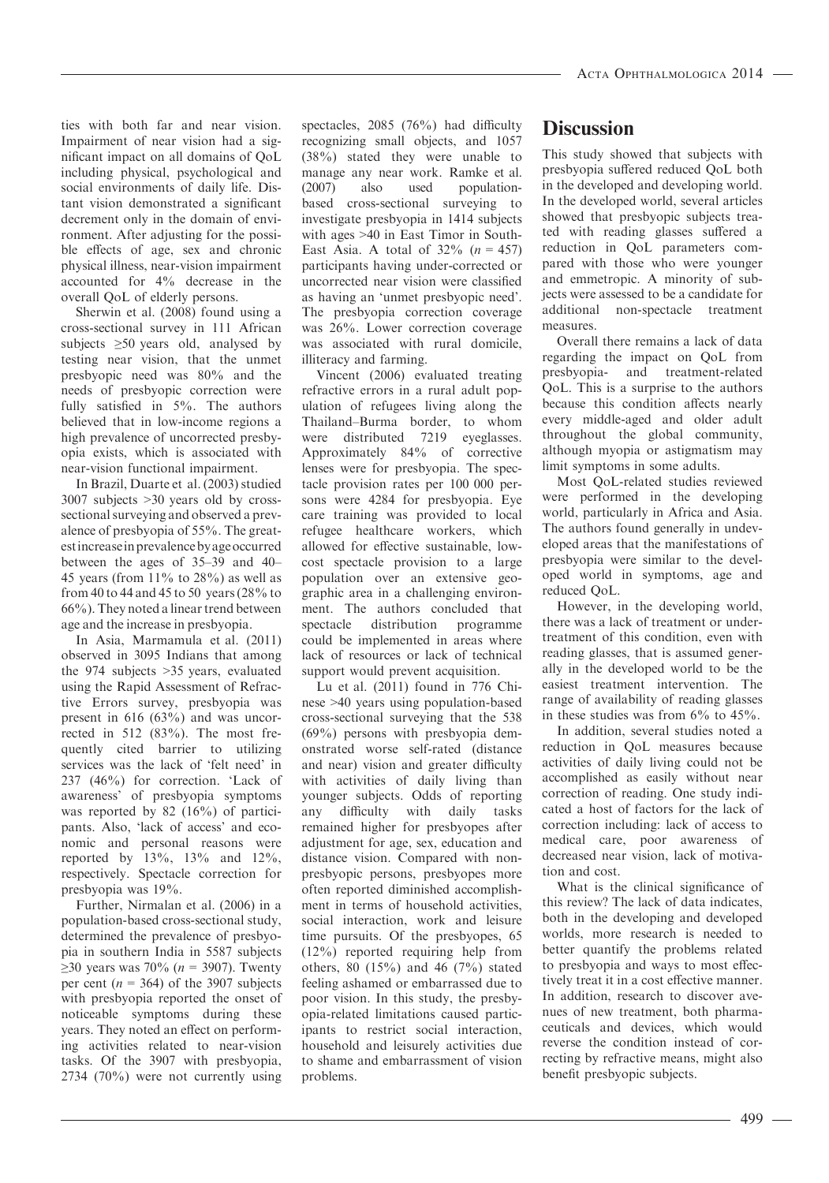ties with both far and near vision. Impairment of near vision had a significant impact on all domains of QoL including physical, psychological and social environments of daily life. Distant vision demonstrated a significant decrement only in the domain of environment. After adjusting for the possible effects of age, sex and chronic physical illness, near-vision impairment accounted for 4% decrease in the overall QoL of elderly persons.

Sherwin et al. (2008) found using a cross-sectional survey in 111 African subjects ≥50 years old, analysed by testing near vision, that the unmet presbyopic need was 80% and the needs of presbyopic correction were fully satisfied in 5%. The authors believed that in low-income regions a high prevalence of uncorrected presbyopia exists, which is associated with near-vision functional impairment.

In Brazil, Duarte et al. (2003) studied 3007 subjects >30 years old by cross-sectional surveying and observed a prevalence of presbyopia of 55%. The greatest increase in prevalence by age occurred between the ages of 35–39 and 40–45 years (from 11% to 28%) as well as from 40 to 44 and 45 to 50 years (28% to 66%). They noted a linear trend between age and the increase in presbyopia.

In Asia, Marmamula et al. (2011) observed in 3095 Indians that among the 974 subjects >35 years, evaluated using the Rapid Assessment of Refractive Errors survey, presbyopia was present in 616 (63%) and was uncorrected in 512 (83%). The most frequently cited barrier to utilizing services was the lack of 'felt need' in 237 (46%) for correction. 'Lack of awareness' of presbyopia symptoms was reported by 82 (16%) of participants. Also, 'lack of access' and economic and personal reasons were reported by 13%, 13% and 12%, respectively. Spectacle correction for presbyopia was 19%.

Further, Nirmalan et al. (2006) in a population-based cross-sectional study, determined the prevalence of presbyopia in southern India in 5587 subjects ≥30 years was 70% ($n$ = 3907). Twenty per cent ($n$ = 364) of the 3907 subjects with presbyopia reported the onset of noticeable symptoms during these years. They noted an effect on performing activities related to near-vision tasks. Of the 3907 with presbyopia, 2734 (70%) were not currently using spectacles, 2085 (76%) had difficulty recognizing small objects, and 1057 (38%) stated they were unable to manage any near work. Ramke et al. (2007) also used population-based cross-sectional surveying to investigate presbyopia in 1414 subjects with ages >40 in East Timor in South-East Asia. A total of 32% ($n$ = 457) participants having under-corrected or uncorrected near vision were classified as having an 'unmet presbyopic need'. The presbyopia correction coverage was 26%. Lower correction coverage was associated with rural domicile, illiteracy and farming.

Vincent (2006) evaluated treating refractive errors in a rural adult population of refugees living along the Thailand–Burma border, to whom were distributed 7219 eyeglasses. Approximately 84% of corrective lenses were for presbyopia. The spectacle provision rates per 100 000 persons were 4284 for presbyopia. Eye care training was provided to local refugee healthcare workers, which allowed for effective sustainable, low-cost spectacle provision to a large population over an extensive geographic area in a challenging environment. The authors concluded that spectacle distribution programme could be implemented in areas where lack of resources or lack of technical support would prevent acquisition.

Lu et al. (2011) found in 776 Chinese >40 years using population-based cross-sectional surveying that the 538 (69%) persons with presbyopia demonstrated worse self-rated (distance and near) vision and greater difficulty with activities of daily living than younger subjects. Odds of reporting any difficulty with daily tasks remained higher for presbyopes after adjustment for age, sex, education and distance vision. Compared with non-presbyopic persons, presbyopes more often reported diminished accomplishment in terms of household activities, social interaction, work and leisure time pursuits. Of the presbyopes, 65 (12%) reported requiring help from others, 80 (15%) and 46 (7%) stated feeling ashamed or embarrassed due to poor vision. In this study, the presbyopia-related limitations caused participants to restrict social interaction, household and leisurely activities due to shame and embarrassment of vision problems.

# Discussion

This study showed that subjects with presbyopia suffered reduced QoL both in the developed and developing world. In the developed world, several articles showed that presbyopic subjects treated with reading glasses suffered a reduction in QoL parameters compared with those who were younger and emmetropic. A minority of subjects were assessed to be a candidate for additional non-spectacle treatment measures.

Overall there remains a lack of data regarding the impact on QoL from presbyopia- and treatment-related QoL. This is a surprise to the authors because this condition affects nearly every middle-aged and older adult throughout the global community, although myopia or astigmatism may limit symptoms in some adults.

Most QoL-related studies reviewed were performed in the developing world, particularly in Africa and Asia. The authors found generally in undeveloped areas that the manifestations of presbyopia were similar to the developed world in symptoms, age and reduced QoL.

However, in the developing world, there was a lack of treatment or undertreatment of this condition, even with reading glasses, that is assumed generally in the developed world to be the easiest treatment intervention. The range of availability of reading glasses in these studies was from 6% to 45%.

In addition, several studies noted a reduction in QoL measures because activities of daily living could not be accomplished as easily without near correction of reading. One study indicated a host of factors for the lack of correction including: lack of access to medical care, poor awareness of decreased near vision, lack of motivation and cost.

What is the clinical significance of this review? The lack of data indicates, both in the developing and developed worlds, more research is needed to better quantify the problems related to presbyopia and ways to most effectively treat it in a cost effective manner. In addition, research to discover avenues of new treatment, both pharmaceuticals and devices, which would reverse the condition instead of correcting by refractive means, might also benefit presbyopic subjects.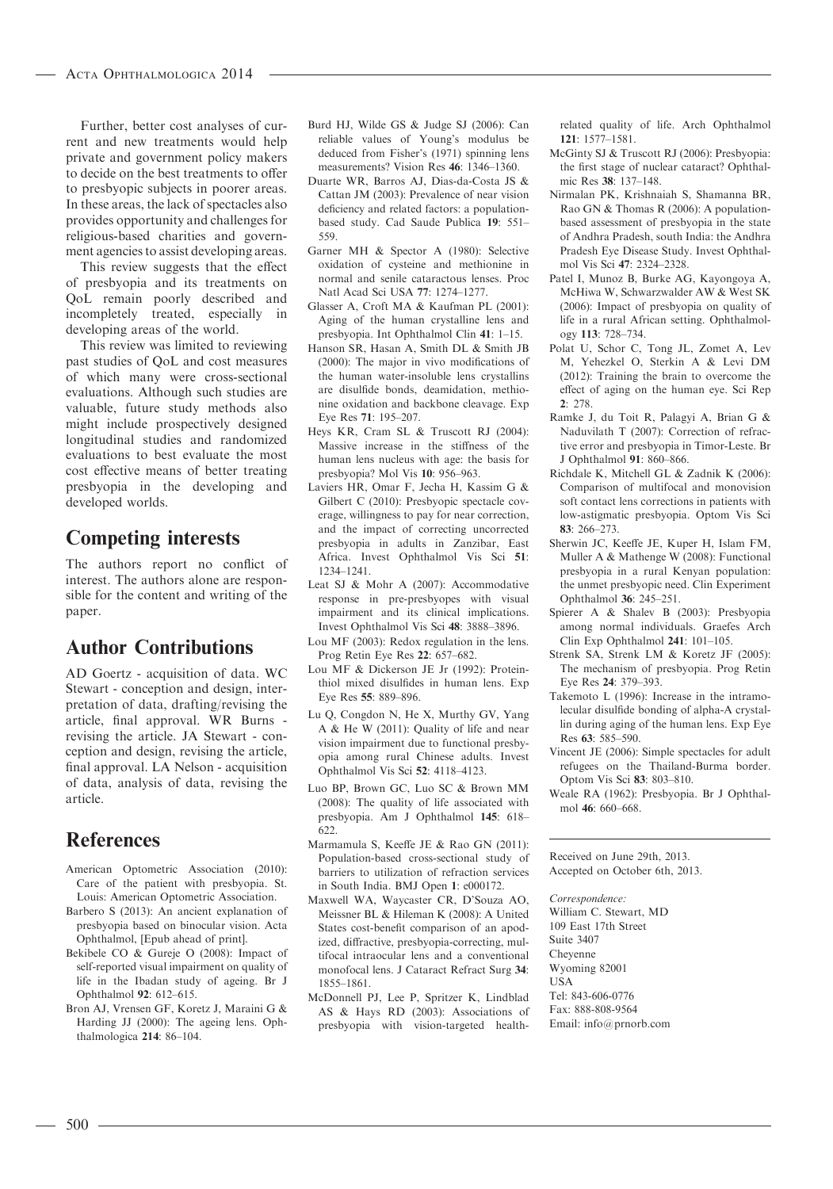Further, better cost analyses of current and new treatments would help private and government policy makers to decide on the best treatments to offer to presbyopic subjects in poorer areas. In these areas, the lack of spectacles also provides opportunity and challenges for religious-based charities and government agencies to assist developing areas.

This review suggests that the effect of presbyopia and its treatments on QoL remain poorly described and incompletely treated, especially in developing areas of the world.

This review was limited to reviewing past studies of QoL and cost measures of which many were cross-sectional evaluations. Although such studies are valuable, future study methods also might include prospectively designed longitudinal studies and randomized evaluations to best evaluate the most cost effective means of better treating presbyopia in the developing and developed worlds.

## Competing interests

The authors report no conflict of interest. The authors alone are responsible for the content and writing of the paper.

## Author Contributions

AD Goertz - acquisition of data. WC Stewart - conception and design, interpretation of data, drafting/revising the article, final approval. WR Burns - revising the article. JA Stewart - conception and design, revising the article, final approval. LA Nelson - acquisition of data, analysis of data, revising the article.

## References

American Optometric Association (2010): Care of the patient with presbyopia. St. Louis: American Optometric Association.

Barbero S (2013): An ancient explanation of presbyopia based on binocular vision. Acta Ophthalmol, [Epub ahead of print].

Bekibele CO & Gureje O (2008): Impact of self-reported visual impairment on quality of life in the Ibadan study of ageing. Br J Ophthalmol **92**: 612–615.

Bron AJ, Vrensen GF, Koretz J, Maraini G & Harding JJ (2000): The ageing lens. Ophthalmologica **214**: 86–104.

Burd HJ, Wilde GS & Judge SJ (2006): Can reliable values of Young's modulus be deduced from Fisher's (1971) spinning lens measurements? Vision Res **46**: 1346–1360.

Duarte WR, Barros AJ, Dias-da-Costa JS & Cattan JM (2003): Prevalence of near vision deficiency and related factors: a population-based study. Cad Saude Publica **19**: 551–559.

Garner MH & Spector A (1980): Selective oxidation of cysteine and methionine in normal and senile cataractous lenses. Proc Natl Acad Sci USA **77**: 1274–1277.

Glasser A, Croft MA & Kaufman PL (2001): Aging of the human crystalline lens and presbyopia. Int Ophthalmol Clin **41**: 1–15.

Hanson SR, Hasan A, Smith DL & Smith JB (2000): The major in vivo modifications of the human water-insoluble lens crystallins are disulfide bonds, deamidation, methionine oxidation and backbone cleavage. Exp Eye Res **71**: 195–207.

Heys KR, Cram SL & Truscott RJ (2004): Massive increase in the stiffness of the human lens nucleus with age: the basis for presbyopia? Mol Vis **10**: 956–963.

Laviers HR, Omar F, Jecha H, Kassim G & Gilbert C (2010): Presbyopic spectacle coverage, willingness to pay for near correction, and the impact of correcting uncorrected presbyopia in adults in Zanzibar, East Africa. Invest Ophthalmol Vis Sci **51**: 1234–1241.

Leat SJ & Mohr A (2007): Accommodative response in pre-presbyopes with visual impairment and its clinical implications. Invest Ophthalmol Vis Sci **48**: 3888–3896.

Lou MF (2003): Redox regulation in the lens. Prog Retin Eye Res **22**: 657–682.

Lou MF & Dickerson JE Jr (1992): Protein-thiol mixed disulfides in human lens. Exp Eye Res **55**: 889–896.

Lu Q, Congdon N, He X, Murthy GV, Yang A & He W (2011): Quality of life and near vision impairment due to functional presbyopia among rural Chinese adults. Invest Ophthalmol Vis Sci **52**: 4118–4123.

Luo BP, Brown GC, Luo SC & Brown MM (2008): The quality of life associated with presbyopia. Am J Ophthalmol **145**: 618–622.

Marmamula S, Keeffe JE & Rao GN (2011): Population-based cross-sectional study of barriers to utilization of refraction services in South India. BMJ Open **1**: e000172.

Maxwell WA, Waycaster CR, D'Souza AO, Meissner BL & Hileman K (2008): A United States cost-benefit comparison of an apodized, diffractive, presbyopia-correcting, multifocal intraocular lens and a conventional monofocal lens. J Cataract Refract Surg **34**: 1855–1861.

McDonnell PJ, Lee P, Spritzer K, Lindblad AS & Hays RD (2003): Associations of presbyopia with vision-targeted health-related quality of life. Arch Ophthalmol **121**: 1577–1581.

McGinty SJ & Truscott RJ (2006): Presbyopia: the first stage of nuclear cataract? Ophthalmic Res **38**: 137–148.

Nirmalan PK, Krishnaiah S, Shamanna BR, Rao GN & Thomas R (2006): A population-based assessment of presbyopia in the state of Andhra Pradesh, south India: the Andhra Pradesh Eye Disease Study. Invest Ophthalmol Vis Sci **47**: 2324–2328.

Patel I, Munoz B, Burke AG, Kayongoya A, McHiwa W, Schwarzwalder AW & West SK (2006): Impact of presbyopia on quality of life in a rural African setting. Ophthalmology **113**: 728–734.

Polat U, Schor C, Tong JL, Zomet A, Lev M, Yehezkel O, Sterkin A & Levi DM (2012): Training the brain to overcome the effect of aging on the human eye. Sci Rep **2**: 278.

Ramke J, du Toit R, Palagyi A, Brian G & Naduvilath T (2007): Correction of refractive error and presbyopia in Timor-Leste. Br J Ophthalmol **91**: 860–866.

Richdale K, Mitchell GL & Zadnik K (2006): Comparison of multifocal and monovision soft contact lens corrections in patients with low-astigmatic presbyopia. Optom Vis Sci **83**: 266–273.

Sherwin JC, Keeffe JE, Kuper H, Islam FM, Muller A & Mathenge W (2008): Functional presbyopia in a rural Kenyan population: the unmet presbyopic need. Clin Experiment Ophthalmol **36**: 245–251.

Spierer A & Shalev B (2003): Presbyopia among normal individuals. Graefes Arch Clin Exp Ophthalmol **241**: 101–105.

Strenk SA, Strenk LM & Koretz JF (2005): The mechanism of presbyopia. Prog Retin Eye Res **24**: 379–393.

Takemoto L (1996): Increase in the intramolecular disulfide bonding of alpha-A crystallin during aging of the human lens. Exp Eye Res **63**: 585–590.

Vincent JE (2006): Simple spectacles for adult refugees on the Thailand-Burma border. Optom Vis Sci **83**: 803–810.

Weale RA (1962): Presbyopia. Br J Ophthalmol **46**: 660–668.

---

Received on June 29th, 2013.
Accepted on October 6th, 2013.

*Correspondence:*
William C. Stewart, MD
109 East 17th Street
Suite 3407
Cheyenne
Wyoming 82001
USA
Tel: 843-606-0776
Fax: 888-808-9564
Email: info@prnorb.com